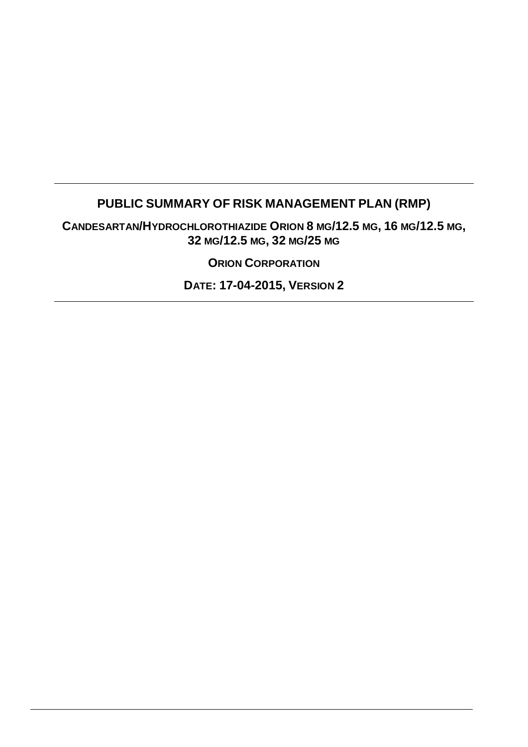# PUBLIC SUMMARY OF RISK MANAGEMENT PLAN (RMP)

## CANDESARTAN/HYDROCHLOROTHIAZIDE ORION 8 MG/12.5 MG, 16 MG/12.5 MG, 32 MG/12.5 MG, 32 MG/25 MG

**ORION CORPORATION**

**DATE: 17-04-2015, VERSION 2**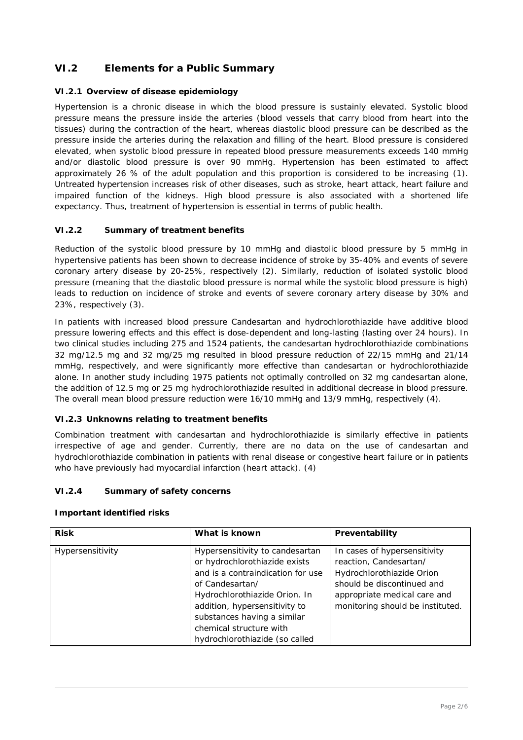## VI.2 Elements for a Public Summary

### VI.2.1 Overview of disease epidemiology

Hypertension is a chronic disease in which the blood pressure is sustainly elevated. Systolic blood pressure means the pressure inside the arteries (blood vessels that carry blood from heart into the tissues) during the contraction of the heart, whereas diastolic blood pressure can be described as the pressure inside the arteries during the relaxation and filling of the heart. Blood pressure is considered elevated, when systolic blood pressure in repeated blood pressure measurements exceeds 140 mmHg and/or diastolic blood pressure is over 90 mmHg. Hypertension has been estimated to affect approximately 26 % of the adult population and this proportion is considered to be increasing (1). Untreated hypertension increases risk of other diseases, such as stroke, heart attack, heart failure and impaired function of the kidneys. High blood pressure is also associated with a shortened life expectancy. Thus, treatment of hypertension is essential in terms of public health.

### VI.2.2 Summary of treatment benefits

Reduction of the systolic blood pressure by 10 mmHg and diastolic blood pressure by 5 mmHg in hypertensive patients has been shown to decrease incidence of stroke by 35-40% and events of severe coronary artery disease by 20-25%, respectively (2). Similarly, reduction of isolated systolic blood pressure (meaning that the diastolic blood pressure is normal while the systolic blood pressure is high) leads to reduction on incidence of stroke and events of severe coronary artery disease by 30% and 23%, respectively (3).

In patients with increased blood pressure Candesartan and hydrochlorothiazide have additive blood pressure lowering effects and this effect is dose-dependent and long-lasting (lasting over 24 hours). In two clinical studies including 275 and 1524 patients, the candesartan hydrochlorothiazide combinations 32 mg/12.5 mg and 32 mg/25 mg resulted in blood pressure reduction of 22/15 mmHg and 21/14 mmHg, respectively, and were significantly more effective than candesartan or hydrochlorothiazide alone. In another study including 1975 patients not optimally controlled on 32 mg candesartan alone, the addition of 12.5 mg or 25 mg hydrochlorothiazide resulted in additional decrease in blood pressure. The overall mean blood pressure reduction were 16/10 mmHg and 13/9 mmHg, respectively (4).

### VI.2.3 Unknowns relating to treatment benefits

Combination treatment with candesartan and hydrochlorothiazide is similarly effective in patients irrespective of age and gender. Currently, there are no data on the use of candesartan and hydrochlorothiazide combination in patients with renal disease or congestive heart failure or in patients who have previously had myocardial infarction (heart attack). (4)

### VI.2.4 Summary of safety concerns

**Important identified risks**

| Risk | What is known | Preventability |
|---|---|---|
| Hypersensitivity | Hypersensitivity to candesartan or hydrochlorothiazide exists and is a contraindication for use of Candesartan/ Hydrochlorothiazide Orion. In addition, hypersensitivity to substances having a similar chemical structure with hydrochlorothiazide (so called | In cases of hypersensitivity reaction, Candesartan/ Hydrochlorothiazide Orion should be discontinued and appropriate medical care and monitoring should be instituted. |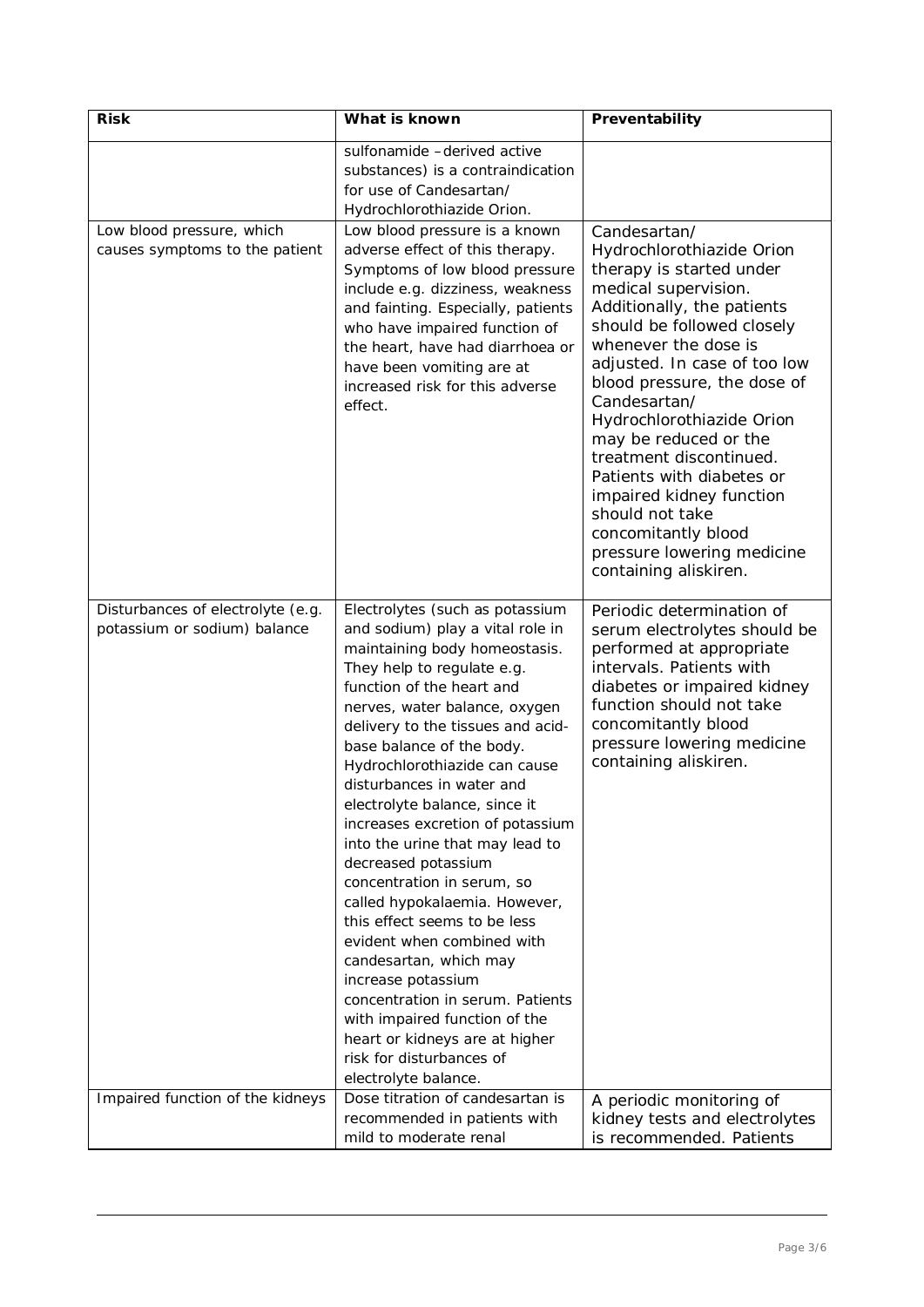| Risk | What is known | Preventability |
|---|---|---|
| | sulfonamide –derived active substances) is a contraindication for use of Candesartan/ Hydrochlorothiazide Orion. | |
| Low blood pressure, which causes symptoms to the patient | Low blood pressure is a known adverse effect of this therapy. Symptoms of low blood pressure include e.g. dizziness, weakness and fainting. Especially, patients who have impaired function of the heart, have had diarrhoea or have been vomiting are at increased risk for this adverse effect. | Candesartan/ Hydrochlorothiazide Orion therapy is started under medical supervision. Additionally, the patients should be followed closely whenever the dose is adjusted. In case of too low blood pressure, the dose of Candesartan/ Hydrochlorothiazide Orion may be reduced or the treatment discontinued. Patients with diabetes or impaired kidney function should not take concomitantly blood pressure lowering medicine containing aliskiren. |
| Disturbances of electrolyte (e.g. potassium or sodium) balance | Electrolytes (such as potassium and sodium) play a vital role in maintaining body homeostasis. They help to regulate e.g. function of the heart and nerves, water balance, oxygen delivery to the tissues and acid-base balance of the body. Hydrochlorothiazide can cause disturbances in water and electrolyte balance, since it increases excretion of potassium into the urine that may lead to decreased potassium concentration in serum, so called hypokalaemia. However, this effect seems to be less evident when combined with candesartan, which may increase potassium concentration in serum. Patients with impaired function of the heart or kidneys are at higher risk for disturbances of electrolyte balance. | Periodic determination of serum electrolytes should be performed at appropriate intervals. Patients with diabetes or impaired kidney function should not take concomitantly blood pressure lowering medicine containing aliskiren. |
| Impaired function of the kidneys | Dose titration of candesartan is recommended in patients with mild to moderate renal | A periodic monitoring of kidney tests and electrolytes is recommended. Patients |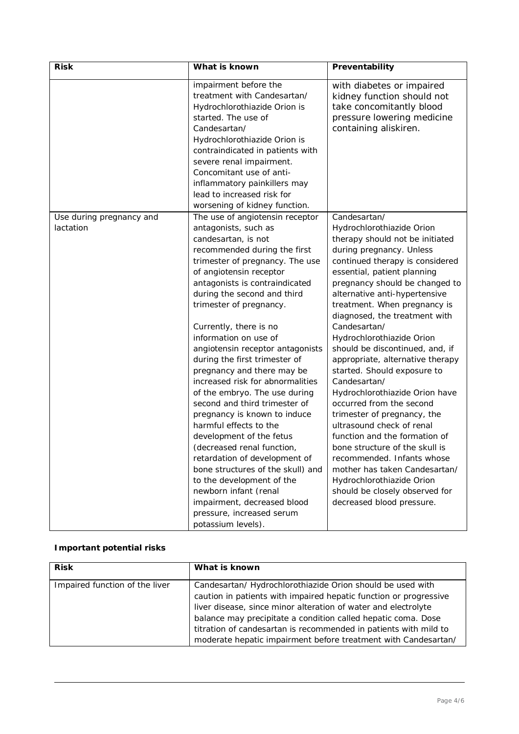| Risk | What is known | Preventability |
| --- | --- | --- |
| | impairment before the treatment with Candesartan/ Hydrochlorothiazide Orion is started. The use of Candesartan/ Hydrochlorothiazide Orion is contraindicated in patients with severe renal impairment. Concomitant use of anti-inflammatory painkillers may lead to increased risk for worsening of kidney function. | with diabetes or impaired kidney function should not take concomitantly blood pressure lowering medicine containing aliskiren. |
| Use during pregnancy and lactation | The use of angiotensin receptor antagonists, such as candesartan, is not recommended during the first trimester of pregnancy. The use of angiotensin receptor antagonists is contraindicated during the second and third trimester of pregnancy.<br><br>Currently, there is no information on use of angiotensin receptor antagonists during the first trimester of pregnancy and there may be increased risk for abnormalities of the embryo. The use during second and third trimester of pregnancy is known to induce harmful effects to the development of the fetus (decreased renal function, retardation of development of bone structures of the skull) and to the development of the newborn infant (renal impairment, decreased blood pressure, increased serum potassium levels). | Candesartan/ Hydrochlorothiazide Orion therapy should not be initiated during pregnancy. Unless continued therapy is considered essential, patient planning pregnancy should be changed to alternative anti-hypertensive treatment. When pregnancy is diagnosed, the treatment with Candesartan/ Hydrochlorothiazide Orion should be discontinued, and, if appropriate, alternative therapy started. Should exposure to Candesartan/ Hydrochlorothiazide Orion have occurred from the second trimester of pregnancy, the ultrasound check of renal function and the formation of bone structure of the skull is recommended. Infants whose mother has taken Candesartan/ Hydrochlorothiazide Orion should be closely observed for decreased blood pressure. |

**Important potential risks**

| Risk | What is known |
| --- | --- |
| Impaired function of the liver | Candesartan/ Hydrochlorothiazide Orion should be used with caution in patients with impaired hepatic function or progressive liver disease, since minor alteration of water and electrolyte balance may precipitate a condition called hepatic coma. Dose titration of candesartan is recommended in patients with mild to moderate hepatic impairment before treatment with Candesartan/ |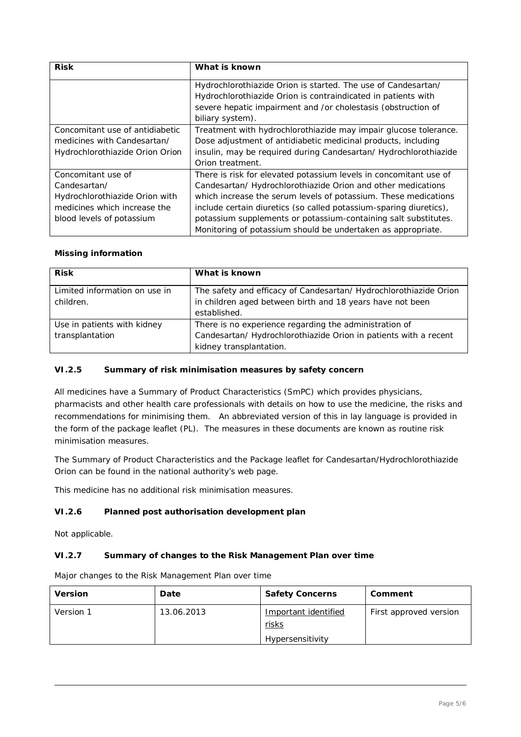| Risk | What is known |
| --- | --- |
| | Hydrochlorothiazide Orion is started. The use of Candesartan/ Hydrochlorothiazide Orion is contraindicated in patients with severe hepatic impairment and /or cholestasis (obstruction of biliary system). |
| Concomitant use of antidiabetic medicines with Candesartan/ Hydrochlorothiazide Orion Orion | Treatment with hydrochlorothiazide may impair glucose tolerance. Dose adjustment of antidiabetic medicinal products, including insulin, may be required during Candesartan/ Hydrochlorothiazide Orion treatment. |
| Concomitant use of Candesartan/ Hydrochlorothiazide Orion with medicines which increase the blood levels of potassium | There is risk for elevated potassium levels in concomitant use of Candesartan/ Hydrochlorothiazide Orion and other medications which increase the serum levels of potassium. These medications include certain diuretics (so called potassium-sparing diuretics), potassium supplements or potassium-containing salt substitutes. Monitoring of potassium should be undertaken as appropriate. |

**Missing information**

| Risk | What is known |
| --- | --- |
| Limited information on use in children. | The safety and efficacy of Candesartan/ Hydrochlorothiazide Orion in children aged between birth and 18 years have not been established. |
| Use in patients with kidney transplantation | There is no experience regarding the administration of Candesartan/ Hydrochlorothiazide Orion in patients with a recent kidney transplantation. |

### VI.2.5 Summary of risk minimisation measures by safety concern

All medicines have a Summary of Product Characteristics (SmPC) which provides physicians, pharmacists and other health care professionals with details on how to use the medicine, the risks and recommendations for minimising them. An abbreviated version of this in lay language is provided in the form of the package leaflet (PL). The measures in these documents are known as routine risk minimisation measures.

The Summary of Product Characteristics and the Package leaflet for Candesartan/Hydrochlorothiazide Orion can be found in the national authority's web page.

This medicine has no additional risk minimisation measures.

### VI.2.6 Planned post authorisation development plan

Not applicable.

### VI.2.7 Summary of changes to the Risk Management Plan over time

Major changes to the Risk Management Plan over time

| Version | Date | Safety Concerns | Comment |
| --- | --- | --- | --- |
| Version 1 | 13.06.2013 | Important identified risks<br>Hypersensitivity | First approved version |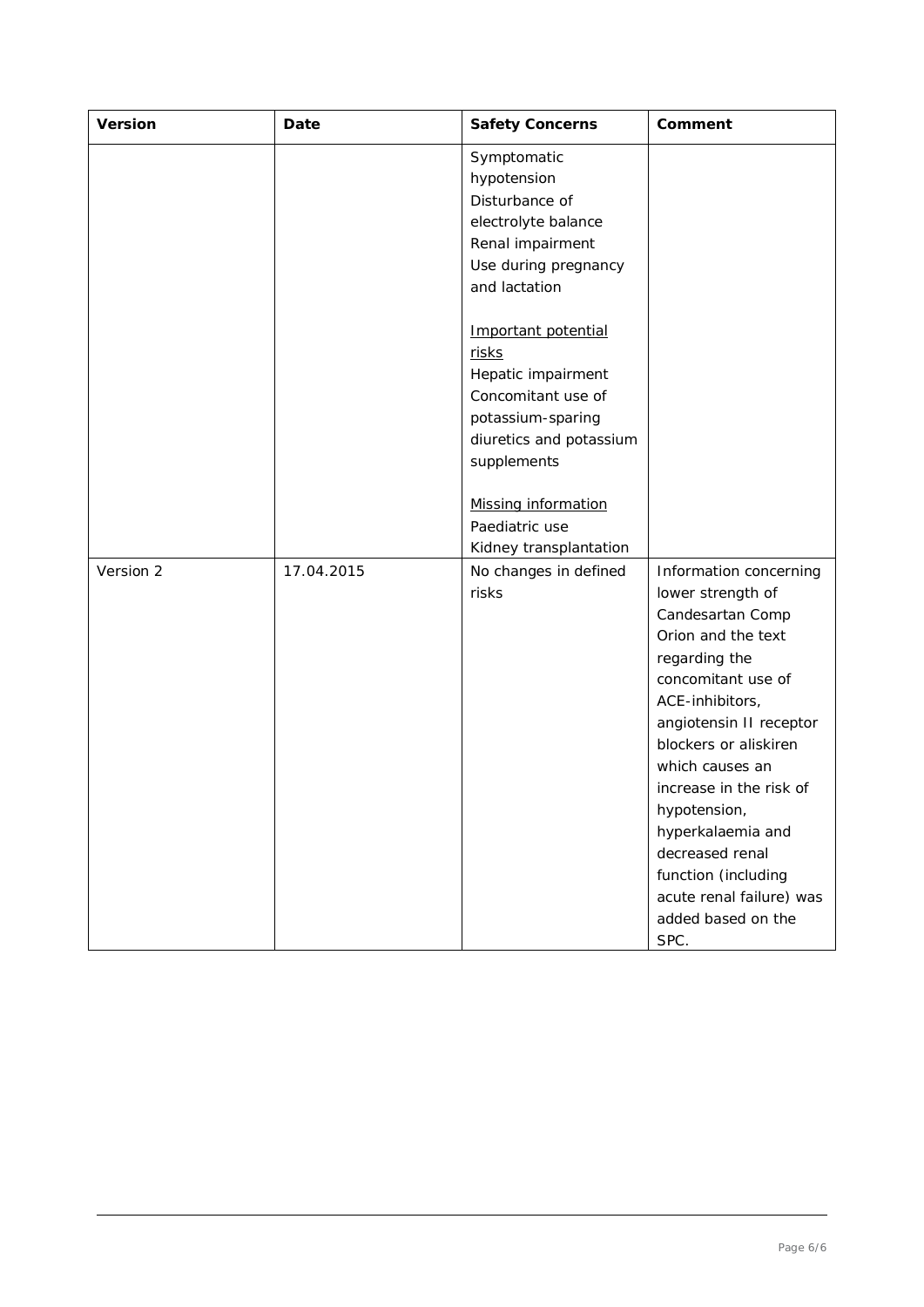| Version | Date | Safety Concerns | Comment |
|---|---|---|---|
| | | Symptomatic hypotension<br>Disturbance of electrolyte balance<br>Renal impairment<br>Use during pregnancy and lactation<br><br><u>Important potential risks</u><br>Hepatic impairment<br>Concomitant use of potassium-sparing diuretics and potassium supplements<br><br><u>Missing information</u><br>Paediatric use<br>Kidney transplantation | |
| Version 2 | 17.04.2015 | No changes in defined risks | Information concerning lower strength of Candesartan Comp Orion and the text regarding the concomitant use of ACE-inhibitors, angiotensin II receptor blockers or aliskiren which causes an increase in the risk of hypotension, hyperkalaemia and decreased renal function (including acute renal failure) was added based on the SPC. |